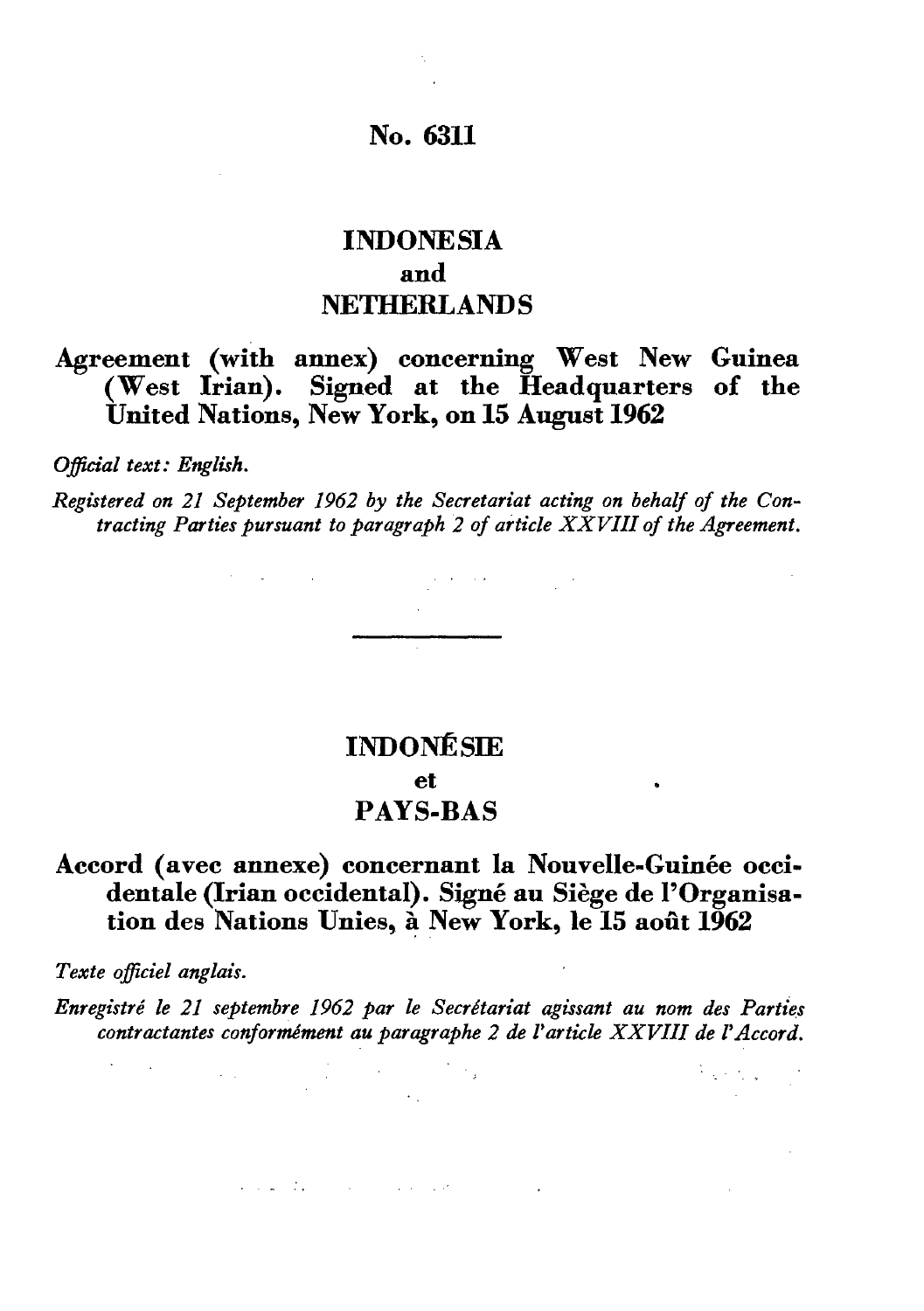# No. 6311

## INDONESIA
## and
## NETHERLANDS

### Agreement (with annex) concerning West New Guinea (West Irian). Signed at the Headquarters of the United Nations, New York, on 15 August 1962

*Official text: English.*

*Registered on 21 September 1962 by the Secretariat acting on behalf of the Contracting Parties pursuant to paragraph 2 of article XXVIII of the Agreement.*

---

## INDONÉSIE
## et
## PAYS-BAS

### Accord (avec annexe) concernant la Nouvelle-Guinée occidentale (Irian occidental). Signé au Siège de l'Organisation des Nations Unies, à New York, le 15 août 1962

*Texte officiel anglais.*

*Enregistré le 21 septembre 1962 par le Secrétariat agissant au nom des Parties contractantes conformément au paragraphe 2 de l'article XXVIII de l'Accord.*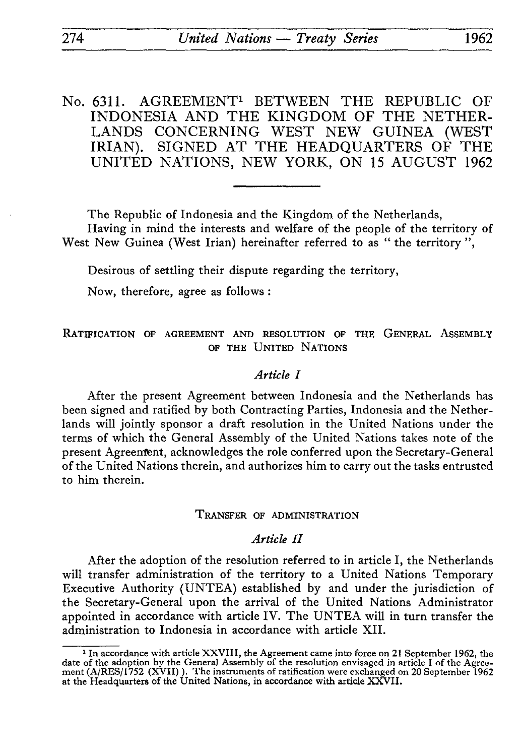# No. 6311. AGREEMENT[1] BETWEEN THE REPUBLIC OF INDONESIA AND THE KINGDOM OF THE NETHERLANDS CONCERNING WEST NEW GUINEA (WEST IRIAN). SIGNED AT THE HEADQUARTERS OF THE UNITED NATIONS, NEW YORK, ON 15 AUGUST 1962

The Republic of Indonesia and the Kingdom of the Netherlands,

Having in mind the interests and welfare of the people of the territory of West New Guinea (West Irian) hereinafter referred to as " the territory ",

Desirous of settling their dispute regarding the territory,

Now, therefore, agree as follows :

## RATIFICATION OF AGREEMENT AND RESOLUTION OF THE GENERAL ASSEMBLY OF THE UNITED NATIONS

### *Article I*

After the present Agreement between Indonesia and the Netherlands has been signed and ratified by both Contracting Parties, Indonesia and the Netherlands will jointly sponsor a draft resolution in the United Nations under the terms of which the General Assembly of the United Nations takes note of the present Agreement, acknowledges the role conferred upon the Secretary-General of the United Nations therein, and authorizes him to carry out the tasks entrusted to him therein.

## TRANSFER OF ADMINISTRATION

### *Article II*

After the adoption of the resolution referred to in article I, the Netherlands will transfer administration of the territory to a United Nations Temporary Executive Authority (UNTEA) established by and under the jurisdiction of the Secretary-General upon the arrival of the United Nations Administrator appointed in accordance with article IV. The UNTEA will in turn transfer the administration to Indonesia in accordance with article XII.

---

[1] In accordance with article XXVIII, the Agreement came into force on 21 September 1962, the date of the adoption by the General Assembly of the resolution envisaged in article I of the Agreement (A/RES/1752 (XVII) ). The instruments of ratification were exchanged on 20 September 1962 at the Headquarters of the United Nations, in accordance with article XXVII.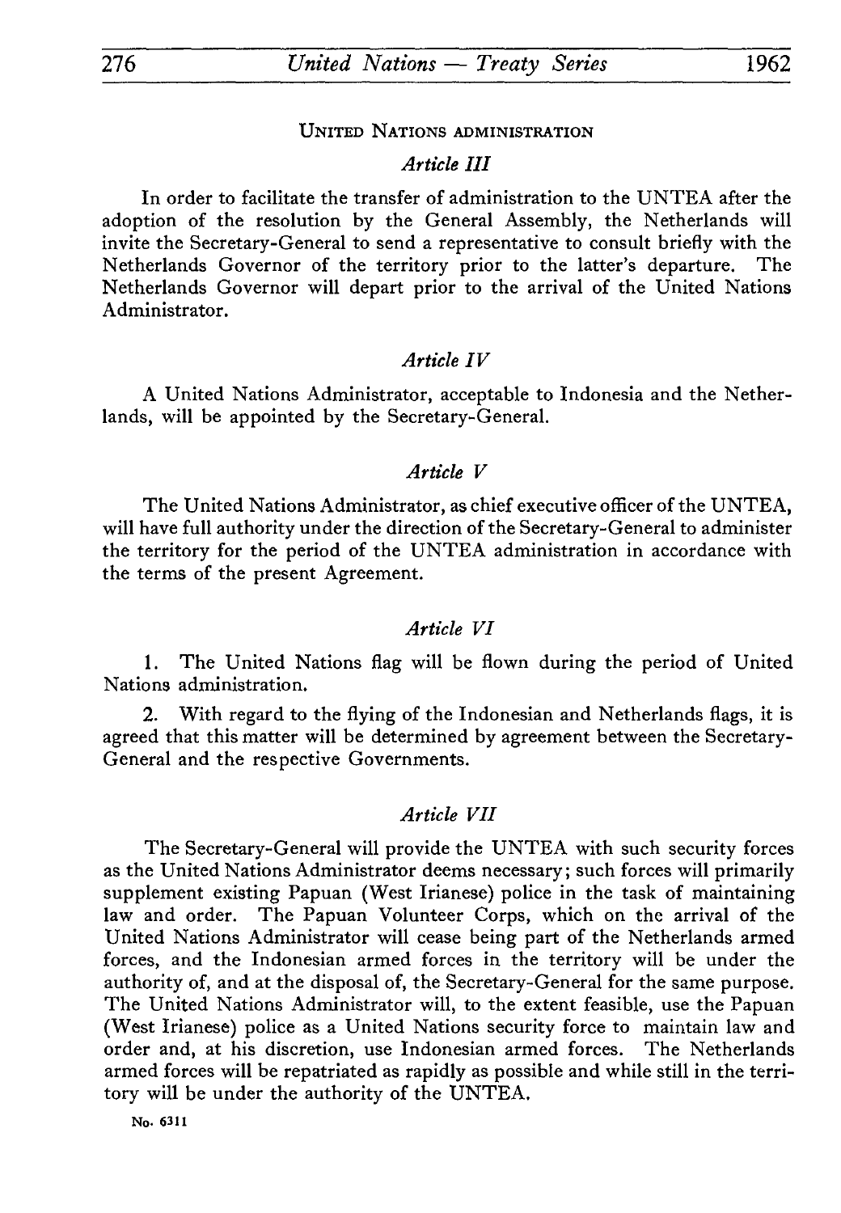## UNITED NATIONS ADMINISTRATION

### *Article III*

In order to facilitate the transfer of administration to the UNTEA after the adoption of the resolution by the General Assembly, the Netherlands will invite the Secretary-General to send a representative to consult briefly with the Netherlands Governor of the territory prior to the latter's departure. The Netherlands Governor will depart prior to the arrival of the United Nations Administrator.

### *Article IV*

A United Nations Administrator, acceptable to Indonesia and the Netherlands, will be appointed by the Secretary-General.

### *Article V*

The United Nations Administrator, as chief executive officer of the UNTEA, will have full authority under the direction of the Secretary-General to administer the territory for the period of the UNTEA administration in accordance with the terms of the present Agreement.

### *Article VI*

1. The United Nations flag will be flown during the period of United Nations administration.

2. With regard to the flying of the Indonesian and Netherlands flags, it is agreed that this matter will be determined by agreement between the Secretary-General and the respective Governments.

### *Article VII*

The Secretary-General will provide the UNTEA with such security forces as the United Nations Administrator deems necessary; such forces will primarily supplement existing Papuan (West Irianese) police in the task of maintaining law and order. The Papuan Volunteer Corps, which on the arrival of the United Nations Administrator will cease being part of the Netherlands armed forces, and the Indonesian armed forces in the territory will be under the authority of, and at the disposal of, the Secretary-General for the same purpose. The United Nations Administrator will, to the extent feasible, use the Papuan (West Irianese) police as a United Nations security force to maintain law and order and, at his discretion, use Indonesian armed forces. The Netherlands armed forces will be repatriated as rapidly as possible and while still in the territory will be under the authority of the UNTEA.

No. 6311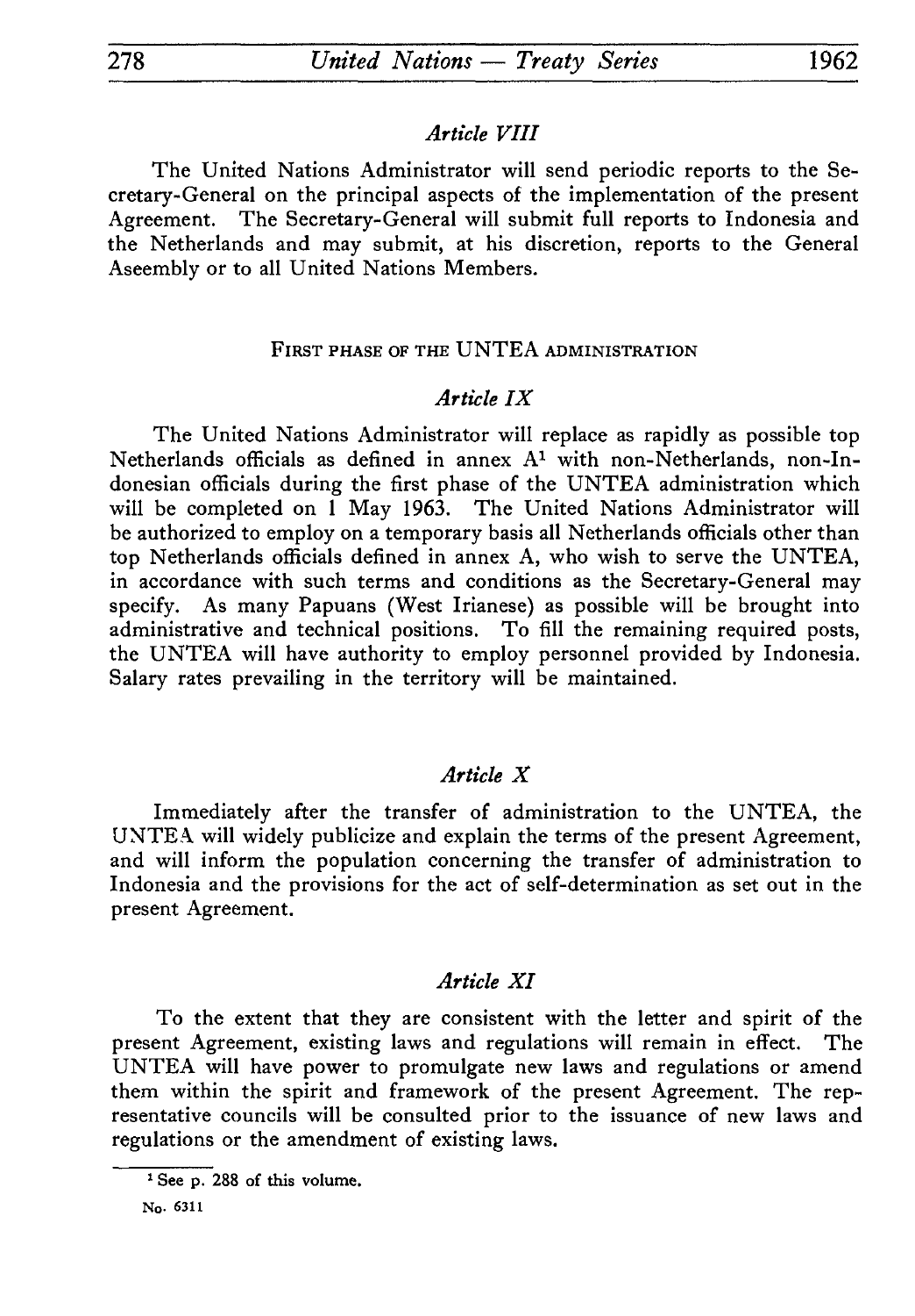*Article VIII*

The United Nations Administrator will send periodic reports to the Secretary-General on the principal aspects of the implementation of the present Agreement. The Secretary-General will submit full reports to Indonesia and the Netherlands and may submit, at his discretion, reports to the General Aseembly or to all United Nations Members.

FIRST PHASE OF THE UNTEA ADMINISTRATION

*Article IX*

The United Nations Administrator will replace as rapidly as possible top Netherlands officials as defined in annex A[1] with non-Netherlands, non-Indonesian officials during the first phase of the UNTEA administration which will be completed on 1 May 1963. The United Nations Administrator will be authorized to employ on a temporary basis all Netherlands officials other than top Netherlands officials defined in annex A, who wish to serve the UNTEA, in accordance with such terms and conditions as the Secretary-General may specify. As many Papuans (West Irianese) as possible will be brought into administrative and technical positions. To fill the remaining required posts, the UNTEA will have authority to employ personnel provided by Indonesia. Salary rates prevailing in the territory will be maintained.

*Article X*

Immediately after the transfer of administration to the UNTEA, the UNTEA will widely publicize and explain the terms of the present Agreement, and will inform the population concerning the transfer of administration to Indonesia and the provisions for the act of self-determination as set out in the present Agreement.

*Article XI*

To the extent that they are consistent with the letter and spirit of the present Agreement, existing laws and regulations will remain in effect. The UNTEA will have power to promulgate new laws and regulations or amend them within the spirit and framework of the present Agreement. The representative councils will be consulted prior to the issuance of new laws and regulations or the amendment of existing laws.

[1] See p. 288 of this volume.

No. 6311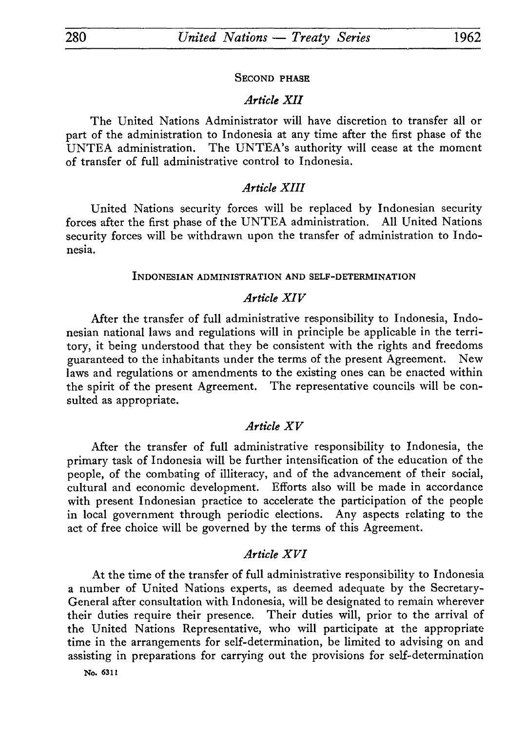### SECOND PHASE

*Article XII*

The United Nations Administrator will have discretion to transfer all or part of the administration to Indonesia at any time after the first phase of the UNTEA administration. The UNTEA's authority will cease at the moment of transfer of full administrative control to Indonesia.

*Article XIII*

United Nations security forces will be replaced by Indonesian security forces after the first phase of the UNTEA administration. All United Nations security forces will be withdrawn upon the transfer of administration to Indonesia.

### INDONESIAN ADMINISTRATION AND SELF-DETERMINATION

*Article XIV*

After the transfer of full administrative responsibility to Indonesia, Indonesian national laws and regulations will in principle be applicable in the territory, it being understood that they be consistent with the rights and freedoms guaranteed to the inhabitants under the terms of the present Agreement. New laws and regulations or amendments to the existing ones can be enacted within the spirit of the present Agreement. The representative councils will be consulted as appropriate.

*Article XV*

After the transfer of full administrative responsibility to Indonesia, the primary task of Indonesia will be further intensification of the education of the people, of the combating of illiteracy, and of the advancement of their social, cultural and economic development. Efforts also will be made in accordance with present Indonesian practice to accelerate the participation of the people in local government through periodic elections. Any aspects relating to the act of free choice will be governed by the terms of this Agreement.

*Article XVI*

At the time of the transfer of full administrative responsibility to Indonesia a number of United Nations experts, as deemed adequate by the Secretary-General after consultation with Indonesia, will be designated to remain wherever their duties require their presence. Their duties will, prior to the arrival of the United Nations Representative, who will participate at the appropriate time in the arrangements for self-determination, be limited to advising on and assisting in preparations for carrying out the provisions for self-determination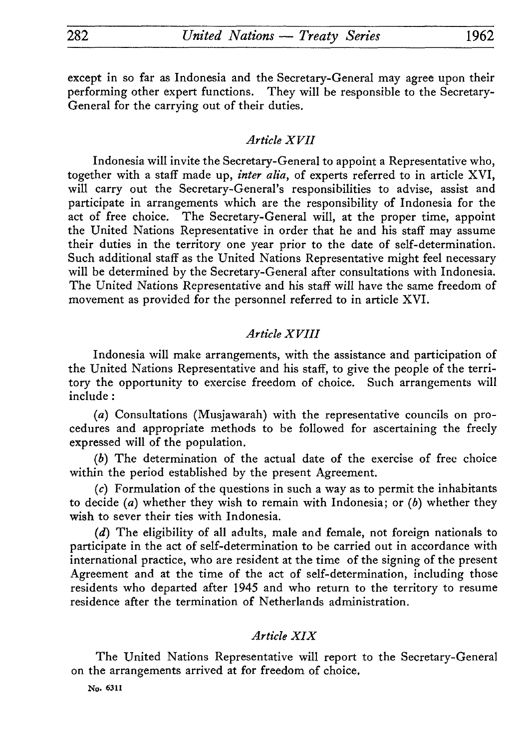except in so far as Indonesia and the Secretary-General may agree upon their performing other expert functions. They will be responsible to the Secretary-General for the carrying out of their duties.

### *Article XVII*

Indonesia will invite the Secretary-General to appoint a Representative who, together with a staff made up, *inter alia*, of experts referred to in article XVI, will carry out the Secretary-General's responsibilities to advise, assist and participate in arrangements which are the responsibility of Indonesia for the act of free choice. The Secretary-General will, at the proper time, appoint the United Nations Representative in order that he and his staff may assume their duties in the territory one year prior to the date of self-determination. Such additional staff as the United Nations Representative might feel necessary will be determined by the Secretary-General after consultations with Indonesia. The United Nations Representative and his staff will have the same freedom of movement as provided for the personnel referred to in article XVI.

### *Article XVIII*

Indonesia will make arrangements, with the assistance and participation of the United Nations Representative and his staff, to give the people of the territory the opportunity to exercise freedom of choice. Such arrangements will include :

(*a*) Consultations (Musjawarah) with the representative councils on procedures and appropriate methods to be followed for ascertaining the freely expressed will of the population.

(*b*) The determination of the actual date of the exercise of free choice within the period established by the present Agreement.

(*c*) Formulation of the questions in such a way as to permit the inhabitants to decide (*a*) whether they wish to remain with Indonesia; or (*b*) whether they wish to sever their ties with Indonesia.

(*d*) The eligibility of all adults, male and female, not foreign nationals to participate in the act of self-determination to be carried out in accordance with international practice, who are resident at the time of the signing of the present Agreement and at the time of the act of self-determination, including those residents who departed after 1945 and who return to the territory to resume residence after the termination of Netherlands administration.

### *Article XIX*

The United Nations Representative will report to the Secretary-General on the arrangements arrived at for freedom of choice.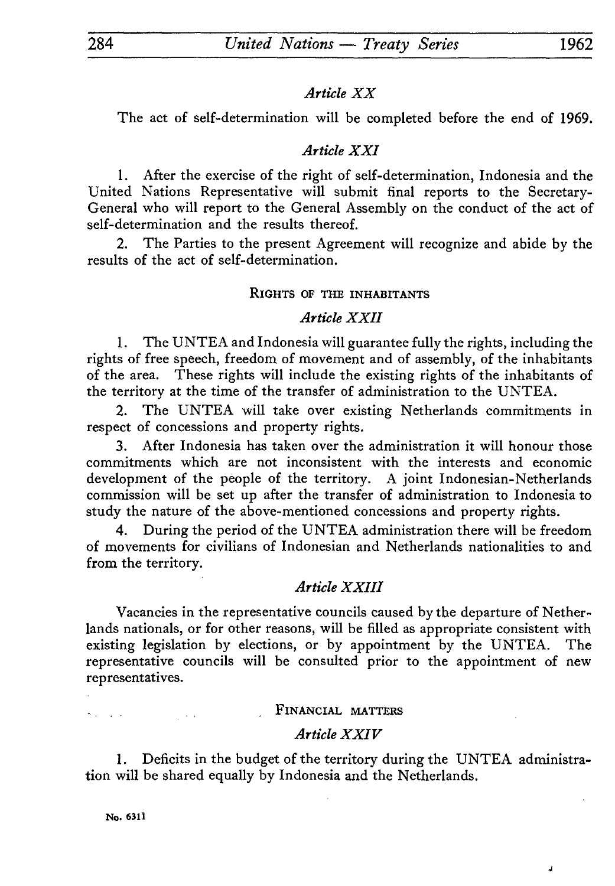*Article XX*

The act of self-determination will be completed before the end of 1969.

*Article XXI*

1. After the exercise of the right of self-determination, Indonesia and the United Nations Representative will submit final reports to the Secretary-General who will report to the General Assembly on the conduct of the act of self-determination and the results thereof.

2. The Parties to the present Agreement will recognize and abide by the results of the act of self-determination.

RIGHTS OF THE INHABITANTS

*Article XXII*

1. The UNTEA and Indonesia will guarantee fully the rights, including the rights of free speech, freedom of movement and of assembly, of the inhabitants of the area. These rights will include the existing rights of the inhabitants of the territory at the time of the transfer of administration to the UNTEA.

2. The UNTEA will take over existing Netherlands commitments in respect of concessions and property rights.

3. After Indonesia has taken over the administration it will honour those commitments which are not inconsistent with the interests and economic development of the people of the territory. A joint Indonesian-Netherlands commission will be set up after the transfer of administration to Indonesia to study the nature of the above-mentioned concessions and property rights.

4. During the period of the UNTEA administration there will be freedom of movements for civilians of Indonesian and Netherlands nationalities to and from the territory.

*Article XXIII*

Vacancies in the representative councils caused by the departure of Netherlands nationals, or for other reasons, will be filled as appropriate consistent with existing legislation by elections, or by appointment by the UNTEA. The representative councils will be consulted prior to the appointment of new representatives.

FINANCIAL MATTERS

*Article XXIV*

1. Deficits in the budget of the territory during the UNTEA administration will be shared equally by Indonesia and the Netherlands.

No. 6311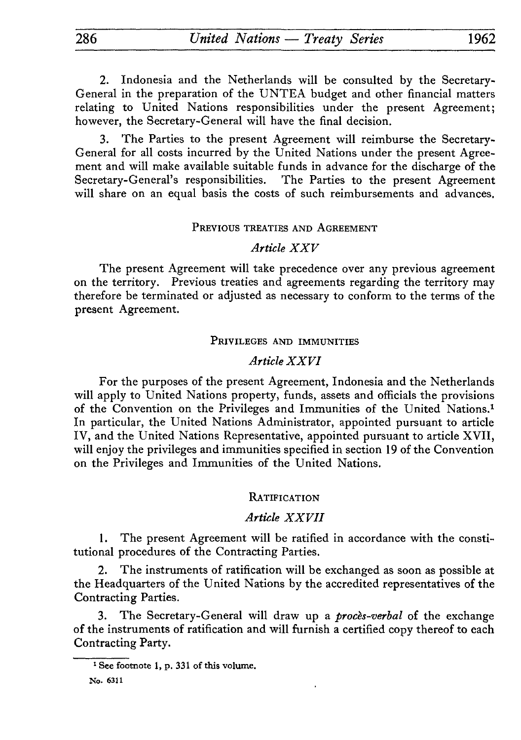2. Indonesia and the Netherlands will be consulted by the Secretary-General in the preparation of the UNTEA budget and other financial matters relating to United Nations responsibilities under the present Agreement; however, the Secretary-General will have the final decision.

3. The Parties to the present Agreement will reimburse the Secretary-General for all costs incurred by the United Nations under the present Agreement and will make available suitable funds in advance for the discharge of the Secretary-General's responsibilities. The Parties to the present Agreement will share on an equal basis the costs of such reimbursements and advances.

### PREVIOUS TREATIES AND AGREEMENT

*Article XXV*

The present Agreement will take precedence over any previous agreement on the territory. Previous treaties and agreements regarding the territory may therefore be terminated or adjusted as necessary to conform to the terms of the present Agreement.

### PRIVILEGES AND IMMUNITIES

*Article XXVI*

For the purposes of the present Agreement, Indonesia and the Netherlands will apply to United Nations property, funds, assets and officials the provisions of the Convention on the Privileges and Immunities of the United Nations.[1] In particular, the United Nations Administrator, appointed pursuant to article IV, and the United Nations Representative, appointed pursuant to article XVII, will enjoy the privileges and immunities specified in section 19 of the Convention on the Privileges and Immunities of the United Nations.

### RATIFICATION

*Article XXVII*

1. The present Agreement will be ratified in accordance with the constitutional procedures of the Contracting Parties.

2. The instruments of ratification will be exchanged as soon as possible at the Headquarters of the United Nations by the accredited representatives of the Contracting Parties.

3. The Secretary-General will draw up a *procès-verbal* of the exchange of the instruments of ratification and will furnish a certified copy thereof to each Contracting Party.

---

[1] See footnote 1, p. 331 of this volume.

No. 6311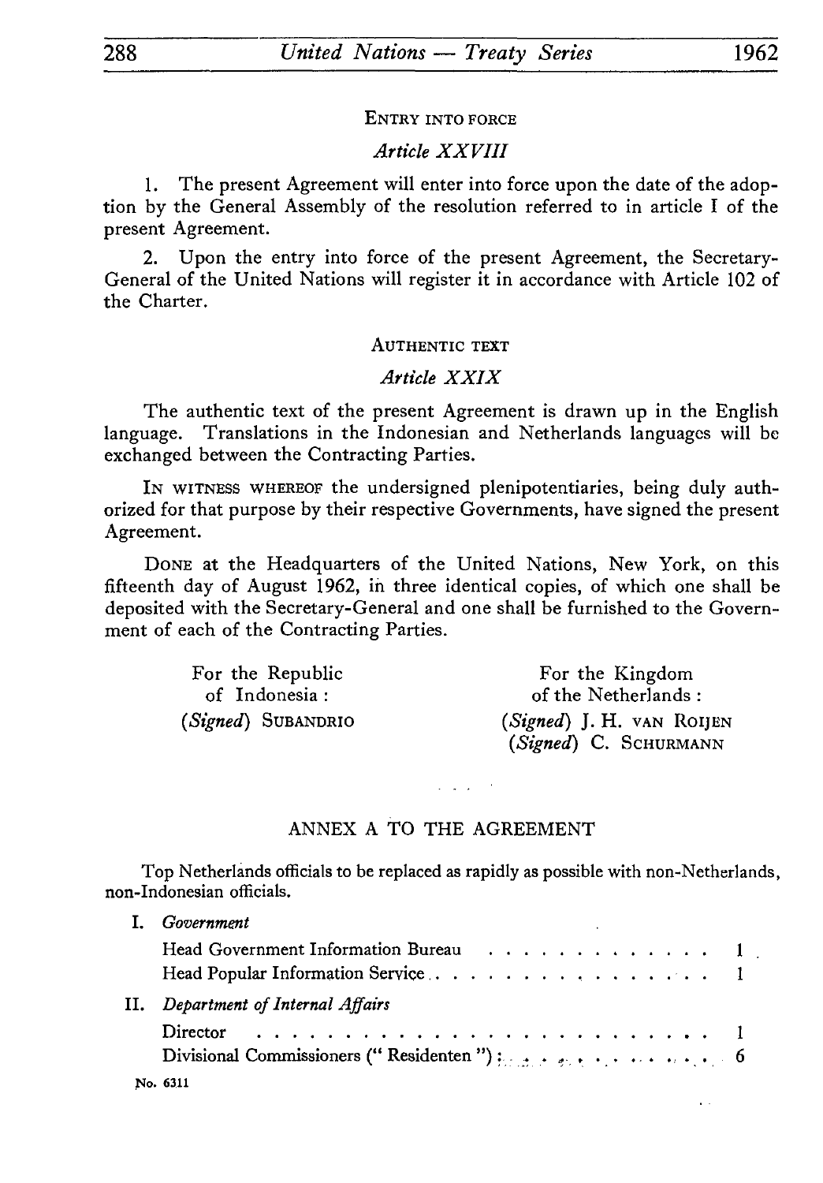ENTRY INTO FORCE

*Article XXVIII*

1. The present Agreement will enter into force upon the date of the adoption by the General Assembly of the resolution referred to in article I of the present Agreement.

2. Upon the entry into force of the present Agreement, the Secretary-General of the United Nations will register it in accordance with Article 102 of the Charter.

AUTHENTIC TEXT

*Article XXIX*

The authentic text of the present Agreement is drawn up in the English language. Translations in the Indonesian and Netherlands languages will be exchanged between the Contracting Parties.

IN WITNESS WHEREOF the undersigned plenipotentiaries, being duly authorized for that purpose by their respective Governments, have signed the present Agreement.

DONE at the Headquarters of the United Nations, New York, on this fifteenth day of August 1962, in three identical copies, of which one shall be deposited with the Secretary-General and one shall be furnished to the Government of each of the Contracting Parties.

For the Republic of Indonesia:
(*Signed*) SUBANDRIO

For the Kingdom of the Netherlands:
(*Signed*) J. H. VAN ROIJEN
(*Signed*) C. SCHURMANN

## ANNEX A TO THE AGREEMENT

Top Netherlands officials to be replaced as rapidly as possible with non-Netherlands, non-Indonesian officials.

I. *Government*

| | |
|---|---|
| Head Government Information Bureau | 1 |
| Head Popular Information Service | 1 |

II. *Department of Internal Affairs*

| | |
|---|---|
| Director | 1 |
| Divisional Commissioners ("Residenten") | 6 |

No. 6311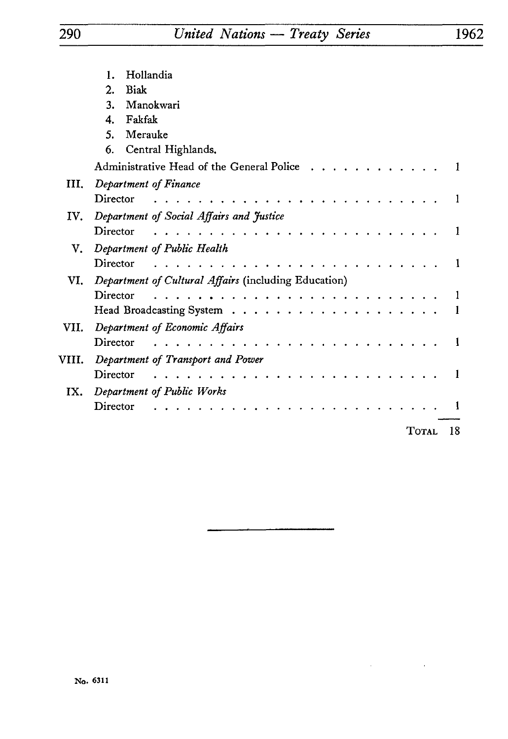1. Hollandia
2. Biak
3. Manokwari
4. Fakfak
5. Merauke
6. Central Highlands.

| | | |
|---|---|---|
| | Administrative Head of the General Police | 1 |
| III. | *Department of Finance* | |
| | Director | 1 |
| IV. | *Department of Social Affairs and Justice* | |
| | Director | 1 |
| V. | *Department of Public Health* | |
| | Director | 1 |
| VI. | *Department of Cultural Affairs* (including Education) | |
| | Director | 1 |
| | Head Broadcasting System | 1 |
| VII. | *Department of Economic Affairs* | |
| | Director | 1 |
| VIII. | *Department of Transport and Power* | |
| | Director | 1 |
| IX. | *Department of Public Works* | |
| | Director | 1 |
| | TOTAL | 18 |

No. 6311